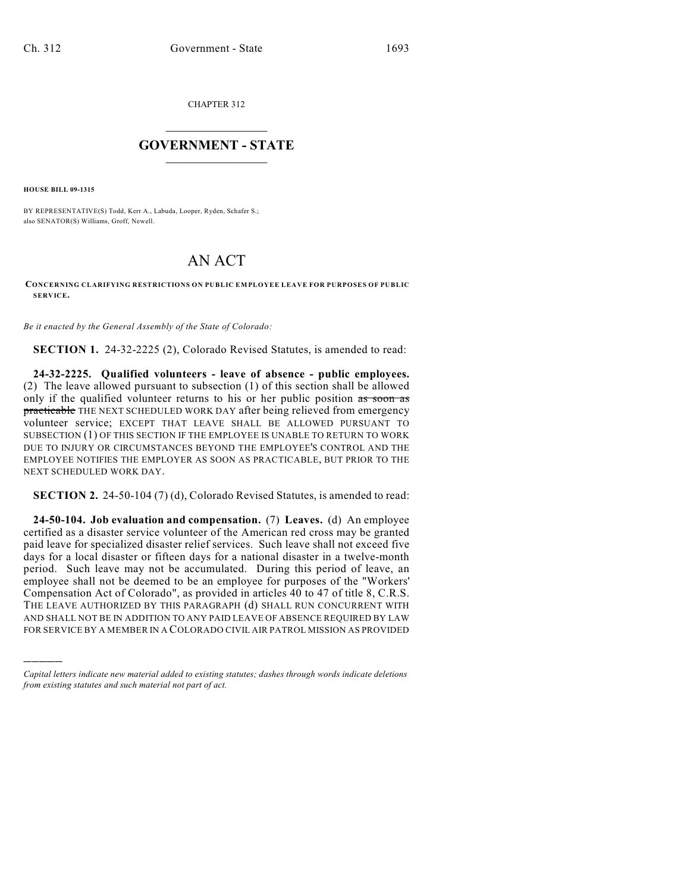CHAPTER 312

# GOVERNMENT - STATE

**HOUSE BILL 09-1315**

BY REPRESENTATIVE(S) Todd, Kerr A., Labuda, Looper, Ryden, Schafer S.;
also SENATOR(S) Williams, Groff, Newell.

# AN ACT

**CONCERNING CLARIFYING RESTRICTIONS ON PUBLIC EMPLOYEE LEAVE FOR PURPOSES OF PUBLIC SERVICE.**

*Be it enacted by the General Assembly of the State of Colorado:*

**SECTION 1.** 24-32-2225 (2), Colorado Revised Statutes, is amended to read:

**24-32-2225. Qualified volunteers - leave of absence - public employees.** (2) The leave allowed pursuant to subsection (1) of this section shall be allowed only if the qualified volunteer returns to his or her public position ~~as soon as practicable~~ THE NEXT SCHEDULED WORK DAY after being relieved from emergency volunteer service; EXCEPT THAT LEAVE SHALL BE ALLOWED PURSUANT TO SUBSECTION (1) OF THIS SECTION IF THE EMPLOYEE IS UNABLE TO RETURN TO WORK DUE TO INJURY OR CIRCUMSTANCES BEYOND THE EMPLOYEE'S CONTROL AND THE EMPLOYEE NOTIFIES THE EMPLOYER AS SOON AS PRACTICABLE, BUT PRIOR TO THE NEXT SCHEDULED WORK DAY.

**SECTION 2.** 24-50-104 (7) (d), Colorado Revised Statutes, is amended to read:

**24-50-104. Job evaluation and compensation.** (7) **Leaves.** (d) An employee certified as a disaster service volunteer of the American red cross may be granted paid leave for specialized disaster relief services. Such leave shall not exceed five days for a local disaster or fifteen days for a national disaster in a twelve-month period. Such leave may not be accumulated. During this period of leave, an employee shall not be deemed to be an employee for purposes of the "Workers' Compensation Act of Colorado", as provided in articles 40 to 47 of title 8, C.R.S. THE LEAVE AUTHORIZED BY THIS PARAGRAPH (d) SHALL RUN CONCURRENT WITH AND SHALL NOT BE IN ADDITION TO ANY PAID LEAVE OF ABSENCE REQUIRED BY LAW FOR SERVICE BY A MEMBER IN A COLORADO CIVIL AIR PATROL MISSION AS PROVIDED

---

*Capital letters indicate new material added to existing statutes; dashes through words indicate deletions from existing statutes and such material not part of act.*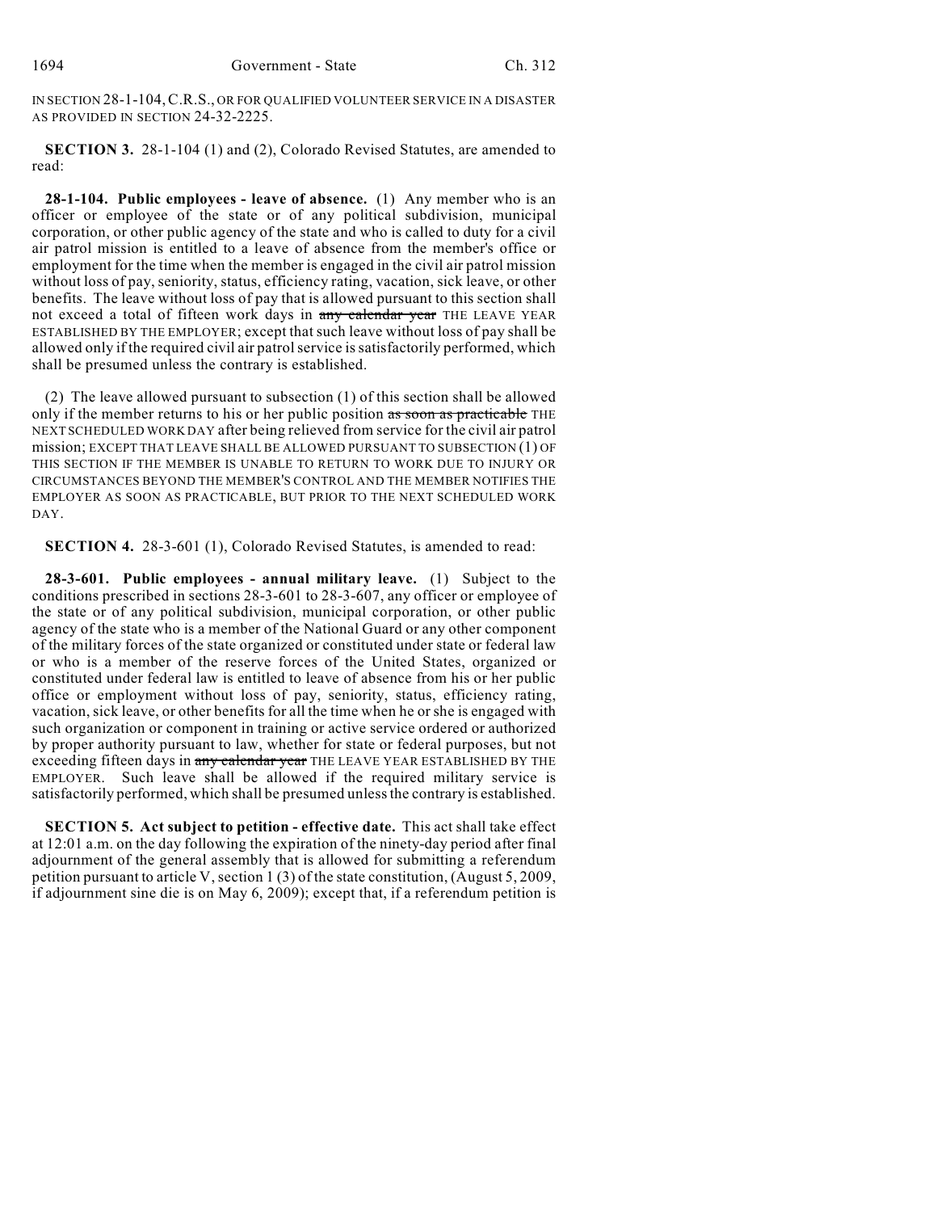IN SECTION 28-1-104, C.R.S., OR FOR QUALIFIED VOLUNTEER SERVICE IN A DISASTER AS PROVIDED IN SECTION 24-32-2225.

**SECTION 3.** 28-1-104 (1) and (2), Colorado Revised Statutes, are amended to read:

**28-1-104. Public employees - leave of absence.** (1) Any member who is an officer or employee of the state or of any political subdivision, municipal corporation, or other public agency of the state and who is called to duty for a civil air patrol mission is entitled to a leave of absence from the member's office or employment for the time when the member is engaged in the civil air patrol mission without loss of pay, seniority, status, efficiency rating, vacation, sick leave, or other benefits. The leave without loss of pay that is allowed pursuant to this section shall not exceed a total of fifteen work days in ~~any calendar year~~ THE LEAVE YEAR ESTABLISHED BY THE EMPLOYER; except that such leave without loss of pay shall be allowed only if the required civil air patrol service is satisfactorily performed, which shall be presumed unless the contrary is established.

(2) The leave allowed pursuant to subsection (1) of this section shall be allowed only if the member returns to his or her public position ~~as soon as practicable~~ THE NEXT SCHEDULED WORK DAY after being relieved from service for the civil air patrol mission; EXCEPT THAT LEAVE SHALL BE ALLOWED PURSUANT TO SUBSECTION (1) OF THIS SECTION IF THE MEMBER IS UNABLE TO RETURN TO WORK DUE TO INJURY OR CIRCUMSTANCES BEYOND THE MEMBER'S CONTROL AND THE MEMBER NOTIFIES THE EMPLOYER AS SOON AS PRACTICABLE, BUT PRIOR TO THE NEXT SCHEDULED WORK DAY.

**SECTION 4.** 28-3-601 (1), Colorado Revised Statutes, is amended to read:

**28-3-601. Public employees - annual military leave.** (1) Subject to the conditions prescribed in sections 28-3-601 to 28-3-607, any officer or employee of the state or of any political subdivision, municipal corporation, or other public agency of the state who is a member of the National Guard or any other component of the military forces of the state organized or constituted under state or federal law or who is a member of the reserve forces of the United States, organized or constituted under federal law is entitled to leave of absence from his or her public office or employment without loss of pay, seniority, status, efficiency rating, vacation, sick leave, or other benefits for all the time when he or she is engaged with such organization or component in training or active service ordered or authorized by proper authority pursuant to law, whether for state or federal purposes, but not exceeding fifteen days in ~~any calendar year~~ THE LEAVE YEAR ESTABLISHED BY THE EMPLOYER. Such leave shall be allowed if the required military service is satisfactorily performed, which shall be presumed unless the contrary is established.

**SECTION 5. Act subject to petition - effective date.** This act shall take effect at 12:01 a.m. on the day following the expiration of the ninety-day period after final adjournment of the general assembly that is allowed for submitting a referendum petition pursuant to article V, section 1 (3) of the state constitution, (August 5, 2009, if adjournment sine die is on May 6, 2009); except that, if a referendum petition is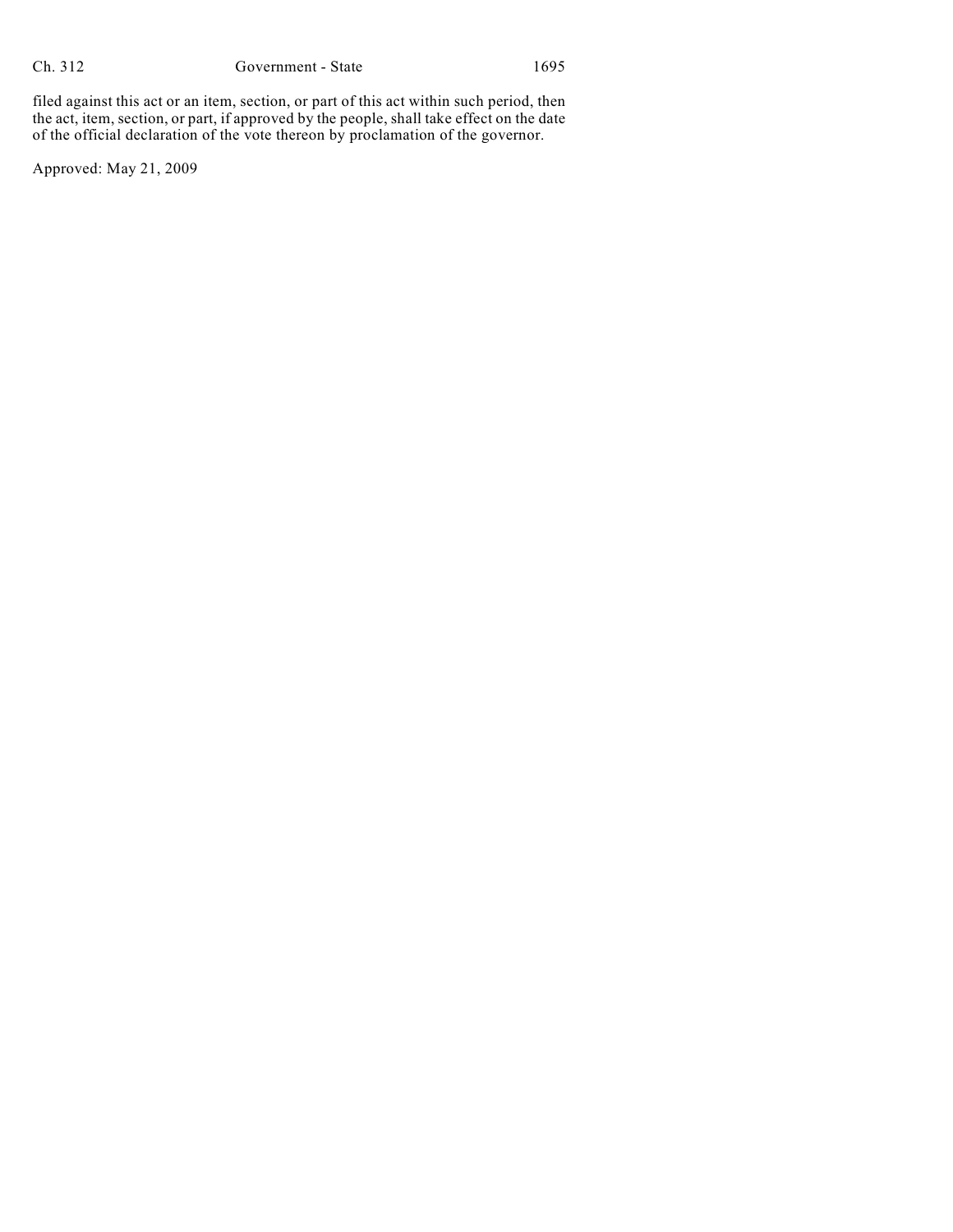filed against this act or an item, section, or part of this act within such period, then the act, item, section, or part, if approved by the people, shall take effect on the date of the official declaration of the vote thereon by proclamation of the governor.

Approved: May 21, 2009